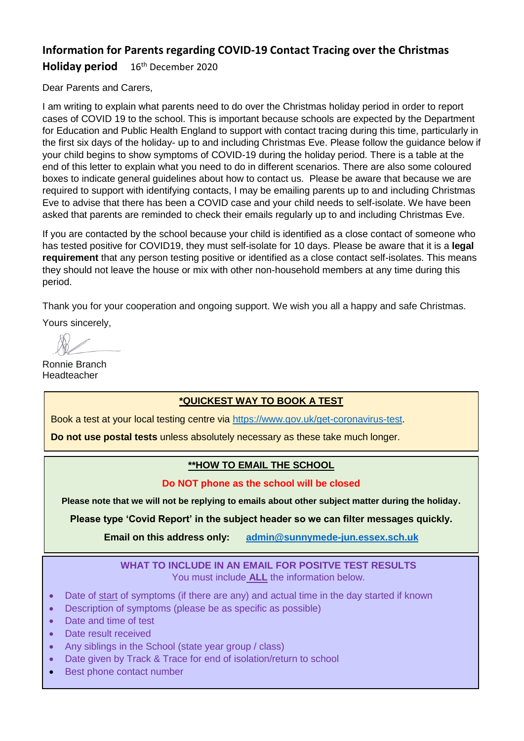# Information for Parents regarding COVID-19 Contact Tracing over the Christmas Holiday period

16th December 2020

Dear Parents and Carers,

I am writing to explain what parents need to do over the Christmas holiday period in order to report cases of COVID 19 to the school. This is important because schools are expected by the Department for Education and Public Health England to support with contact tracing during this time, particularly in the first six days of the holiday- up to and including Christmas Eve. Please follow the guidance below if your child begins to show symptoms of COVID-19 during the holiday period. There is a table at the end of this letter to explain what you need to do in different scenarios. There are also some coloured boxes to indicate general guidelines about how to contact us. Please be aware that because we are required to support with identifying contacts, I may be emailing parents up to and including Christmas Eve to advise that there has been a COVID case and your child needs to self-isolate. We have been asked that parents are reminded to check their emails regularly up to and including Christmas Eve.

If you are contacted by the school because your child is identified as a close contact of someone who has tested positive for COVID19, they must self-isolate for 10 days. Please be aware that it is a **legal requirement** that any person testing positive or identified as a close contact self-isolates. This means they should not leave the house or mix with other non-household members at any time during this period.

Thank you for your cooperation and ongoing support. We wish you all a happy and safe Christmas.

Yours sincerely,

Ronnie Branch
Headteacher

**\*QUICKEST WAY TO BOOK A TEST**

Book a test at your local testing centre via https://www.gov.uk/get-coronavirus-test.

**Do not use postal tests** unless absolutely necessary as these take much longer.

**\*\*HOW TO EMAIL THE SCHOOL**

**Do NOT phone as the school will be closed**

**Please note that we will not be replying to emails about other subject matter during the holiday.**

**Please type 'Covid Report' in the subject header so we can filter messages quickly.**

**Email on this address only:** **admin@sunnymede-jun.essex.sch.uk**

**WHAT TO INCLUDE IN AN EMAIL FOR POSITVE TEST RESULTS**

You must include **ALL** the information below.

- Date of start of symptoms (if there are any) and actual time in the day started if known
- Description of symptoms (please be as specific as possible)
- Date and time of test
- Date result received
- Any siblings in the School (state year group / class)
- Date given by Track & Trace for end of isolation/return to school
- Best phone contact number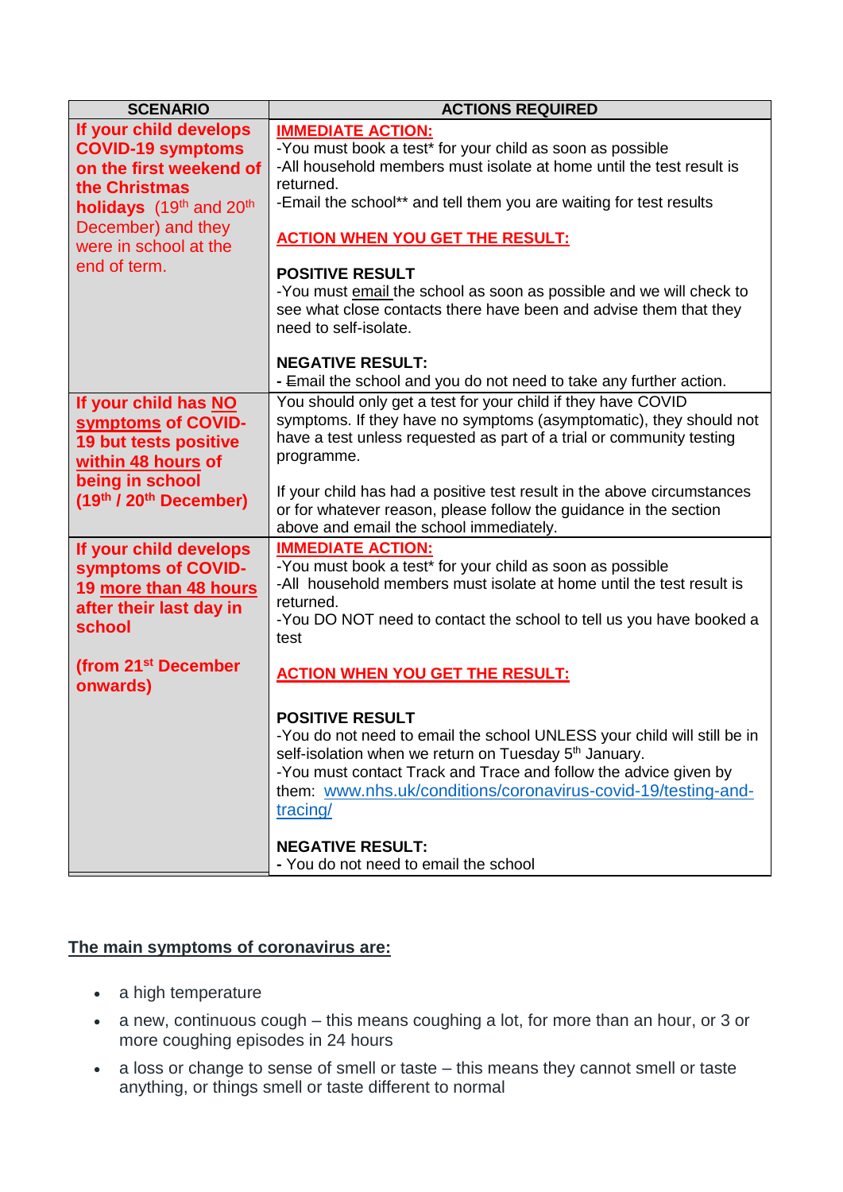| SCENARIO | ACTIONS REQUIRED |
|---|---|
| **If your child develops COVID-19 symptoms on the first weekend of the Christmas holidays** (19th and 20th December) and they were in school at the end of term. | **IMMEDIATE ACTION:**<br>-You must book a test* for your child as soon as possible<br>-All household members must isolate at home until the test result is returned.<br>-Email the school** and tell them you are waiting for test results<br><br>**ACTION WHEN YOU GET THE RESULT:**<br><br>**POSITIVE RESULT**<br>-You must email the school as soon as possible and we will check to see what close contacts there have been and advise them that they need to self-isolate.<br><br>**NEGATIVE RESULT:**<br>- Email the school and you do not need to take any further action. |
| **If your child has NO symptoms of COVID-19 but tests positive within 48 hours of being in school (19th / 20th December)** | You should only get a test for your child if they have COVID symptoms. If they have no symptoms (asymptomatic), they should not have a test unless requested as part of a trial or community testing programme.<br><br>If your child has had a positive test result in the above circumstances or for whatever reason, please follow the guidance in the section above and email the school immediately. |
| **If your child develops symptoms of COVID-19 more than 48 hours after their last day in school**<br><br>**(from 21st December onwards)** | **IMMEDIATE ACTION:**<br>-You must book a test* for your child as soon as possible<br>-All household members must isolate at home until the test result is returned.<br>-You DO NOT need to contact the school to tell us you have booked a test<br><br>**ACTION WHEN YOU GET THE RESULT:**<br><br>**POSITIVE RESULT**<br>-You do not need to email the school UNLESS your child will still be in self-isolation when we return on Tuesday 5th January.<br>-You must contact Track and Trace and follow the advice given by them: www.nhs.uk/conditions/coronavirus-covid-19/testing-and-tracing/<br><br>**NEGATIVE RESULT:**<br>- You do not need to email the school |

**The main symptoms of coronavirus are:**

- a high temperature
- a new, continuous cough – this means coughing a lot, for more than an hour, or 3 or more coughing episodes in 24 hours
- a loss or change to sense of smell or taste – this means they cannot smell or taste anything, or things smell or taste different to normal